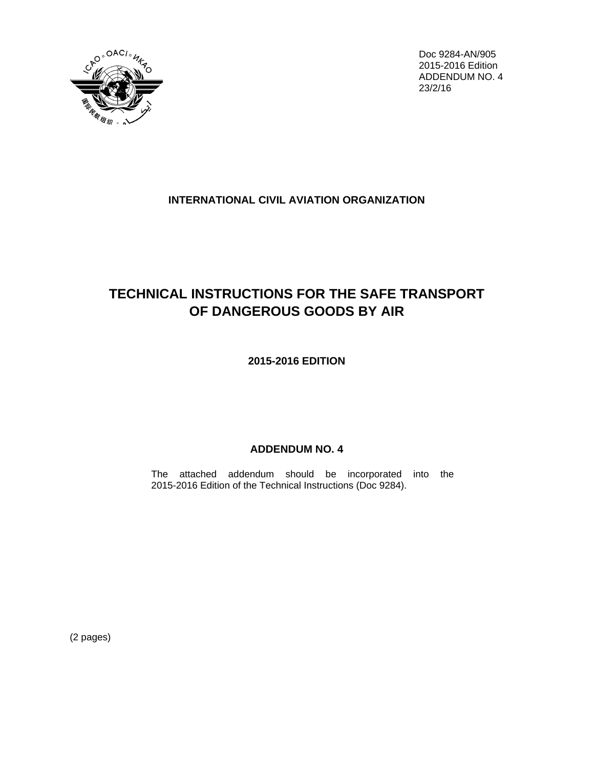Doc 9284-AN/905
2015-2016 Edition
ADDENDUM NO. 4
23/2/16

**INTERNATIONAL CIVIL AVIATION ORGANIZATION**

# TECHNICAL INSTRUCTIONS FOR THE SAFE TRANSPORT OF DANGEROUS GOODS BY AIR

**2015-2016 EDITION**

## ADDENDUM NO. 4

The attached addendum should be incorporated into the 2015-2016 Edition of the Technical Instructions (Doc 9284).

(2 pages)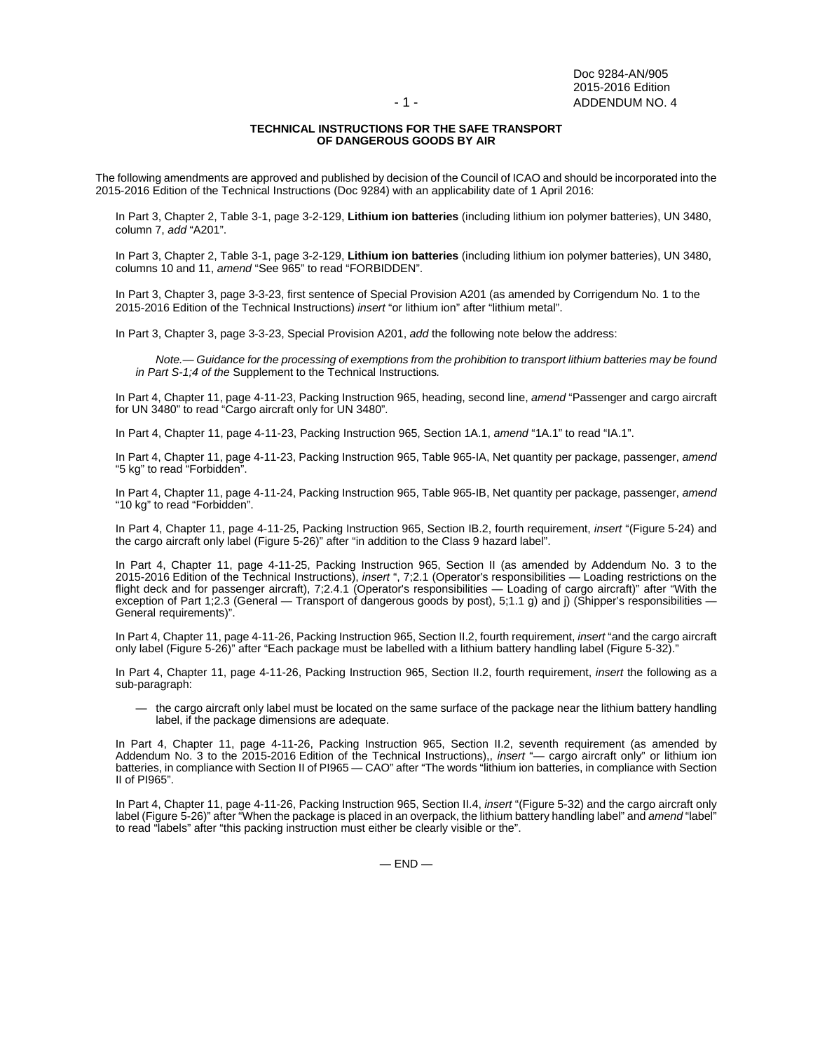Doc 9284-AN/905
2015-2016 Edition
ADDENDUM NO. 4

**TECHNICAL INSTRUCTIONS FOR THE SAFE TRANSPORT OF DANGEROUS GOODS BY AIR**

The following amendments are approved and published by decision of the Council of ICAO and should be incorporated into the 2015-2016 Edition of the Technical Instructions (Doc 9284) with an applicability date of 1 April 2016:

In Part 3, Chapter 2, Table 3-1, page 3-2-129, **Lithium ion batteries** (including lithium ion polymer batteries), UN 3480, column 7, *add* "A201".

In Part 3, Chapter 2, Table 3-1, page 3-2-129, **Lithium ion batteries** (including lithium ion polymer batteries), UN 3480, columns 10 and 11, *amend* "See 965" to read "FORBIDDEN".

In Part 3, Chapter 3, page 3-3-23, first sentence of Special Provision A201 (as amended by Corrigendum No. 1 to the 2015-2016 Edition of the Technical Instructions) *insert* "or lithium ion" after "lithium metal".

In Part 3, Chapter 3, page 3-3-23, Special Provision A201, *add* the following note below the address:

> *Note.— Guidance for the processing of exemptions from the prohibition to transport lithium batteries may be found in Part S-1;4 of the* Supplement to the Technical Instructions*.*

In Part 4, Chapter 11, page 4-11-23, Packing Instruction 965, heading, second line, *amend* "Passenger and cargo aircraft for UN 3480" to read "Cargo aircraft only for UN 3480".

In Part 4, Chapter 11, page 4-11-23, Packing Instruction 965, Section 1A.1, *amend* "1A.1" to read "IA.1".

In Part 4, Chapter 11, page 4-11-23, Packing Instruction 965, Table 965-IA, Net quantity per package, passenger, *amend* "5 kg" to read "Forbidden".

In Part 4, Chapter 11, page 4-11-24, Packing Instruction 965, Table 965-IB, Net quantity per package, passenger, *amend* "10 kg" to read "Forbidden".

In Part 4, Chapter 11, page 4-11-25, Packing Instruction 965, Section IB.2, fourth requirement, *insert* "(Figure 5-24) and the cargo aircraft only label (Figure 5-26)" after "in addition to the Class 9 hazard label".

In Part 4, Chapter 11, page 4-11-25, Packing Instruction 965, Section II (as amended by Addendum No. 3 to the 2015-2016 Edition of the Technical Instructions), *insert* ", 7;2.1 (Operator's responsibilities — Loading restrictions on the flight deck and for passenger aircraft), 7;2.4.1 (Operator's responsibilities — Loading of cargo aircraft)" after "With the exception of Part 1;2.3 (General — Transport of dangerous goods by post), 5;1.1 g) and j) (Shipper's responsibilities — General requirements)".

In Part 4, Chapter 11, page 4-11-26, Packing Instruction 965, Section II.2, fourth requirement, *insert* "and the cargo aircraft only label (Figure 5-26)" after "Each package must be labelled with a lithium battery handling label (Figure 5-32)."

In Part 4, Chapter 11, page 4-11-26, Packing Instruction 965, Section II.2, fourth requirement, *insert* the following as a sub-paragraph:

> — the cargo aircraft only label must be located on the same surface of the package near the lithium battery handling label, if the package dimensions are adequate.

In Part 4, Chapter 11, page 4-11-26, Packing Instruction 965, Section II.2, seventh requirement (as amended by Addendum No. 3 to the 2015-2016 Edition of the Technical Instructions),, *insert* "— cargo aircraft only" or lithium ion batteries, in compliance with Section II of PI965 — CAO" after "The words "lithium ion batteries, in compliance with Section II of PI965".

In Part 4, Chapter 11, page 4-11-26, Packing Instruction 965, Section II.4, *insert* "(Figure 5-32) and the cargo aircraft only label (Figure 5-26)" after "When the package is placed in an overpack, the lithium battery handling label" and *amend* "label" to read "labels" after "this packing instruction must either be clearly visible or the".

— END —